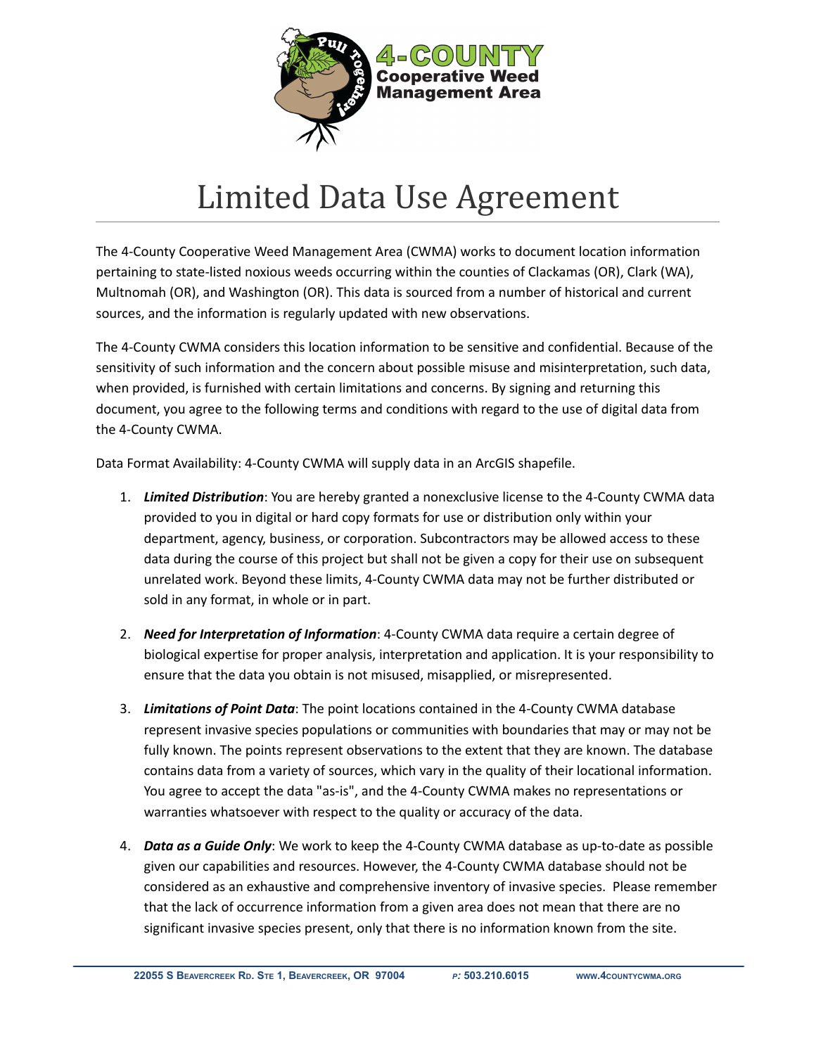# Limited Data Use Agreement

The 4-County Cooperative Weed Management Area (CWMA) works to document location information pertaining to state-listed noxious weeds occurring within the counties of Clackamas (OR), Clark (WA), Multnomah (OR), and Washington (OR). This data is sourced from a number of historical and current sources, and the information is regularly updated with new observations.

The 4-County CWMA considers this location information to be sensitive and confidential. Because of the sensitivity of such information and the concern about possible misuse and misinterpretation, such data, when provided, is furnished with certain limitations and concerns. By signing and returning this document, you agree to the following terms and conditions with regard to the use of digital data from the 4-County CWMA.

Data Format Availability: 4-County CWMA will supply data in an ArcGIS shapefile.

1. ***Limited Distribution***: You are hereby granted a nonexclusive license to the 4-County CWMA data provided to you in digital or hard copy formats for use or distribution only within your department, agency, business, or corporation. Subcontractors may be allowed access to these data during the course of this project but shall not be given a copy for their use on subsequent unrelated work. Beyond these limits, 4-County CWMA data may not be further distributed or sold in any format, in whole or in part.

2. ***Need for Interpretation of Information***: 4-County CWMA data require a certain degree of biological expertise for proper analysis, interpretation and application. It is your responsibility to ensure that the data you obtain is not misused, misapplied, or misrepresented.

3. ***Limitations of Point Data***: The point locations contained in the 4-County CWMA database represent invasive species populations or communities with boundaries that may or may not be fully known. The points represent observations to the extent that they are known. The database contains data from a variety of sources, which vary in the quality of their locational information. You agree to accept the data "as-is", and the 4-County CWMA makes no representations or warranties whatsoever with respect to the quality or accuracy of the data.

4. ***Data as a Guide Only***: We work to keep the 4-County CWMA database as up-to-date as possible given our capabilities and resources. However, the 4-County CWMA database should not be considered as an exhaustive and comprehensive inventory of invasive species. Please remember that the lack of occurrence information from a given area does not mean that there are no significant invasive species present, only that there is no information known from the site.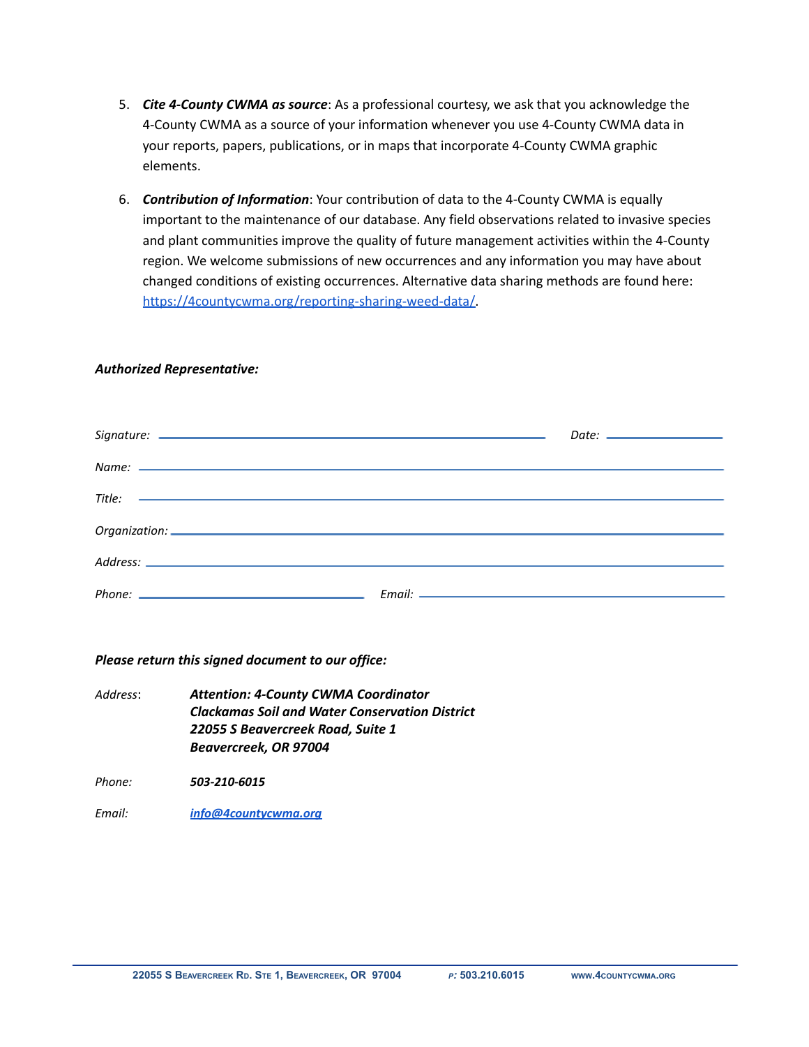5. ***Cite 4-County CWMA as source***: As a professional courtesy, we ask that you acknowledge the 4-County CWMA as a source of your information whenever you use 4-County CWMA data in your reports, papers, publications, or in maps that incorporate 4-County CWMA graphic elements.

6. ***Contribution of Information***: Your contribution of data to the 4-County CWMA is equally important to the maintenance of our database. Any field observations related to invasive species and plant communities improve the quality of future management activities within the 4-County region. We welcome submissions of new occurrences and any information you may have about changed conditions of existing occurrences. Alternative data sharing methods are found here: [https://4countycwma.org/reporting-sharing-weed-data/](https://4countycwma.org/reporting-sharing-weed-data/).

***Authorized Representative:***

*Signature:* ______________________________ *Date:* ______________

*Name:* ______________________________

*Title:* ______________________________

*Organization:* ______________________________

*Address:* ______________________________

*Phone:* ______________________________ *Email:* ______________________________

***Please return this signed document to our office:***

*Address*: ***Attention: 4-County CWMA Coordinator***
***Clackamas Soil and Water Conservation District***
***22055 S Beavercreek Road, Suite 1***
***Beavercreek, OR 97004***

*Phone:* ***503-210-6015***

*Email:* ***[info@4countycwma.org](mailto:info@4countycwma.org)***